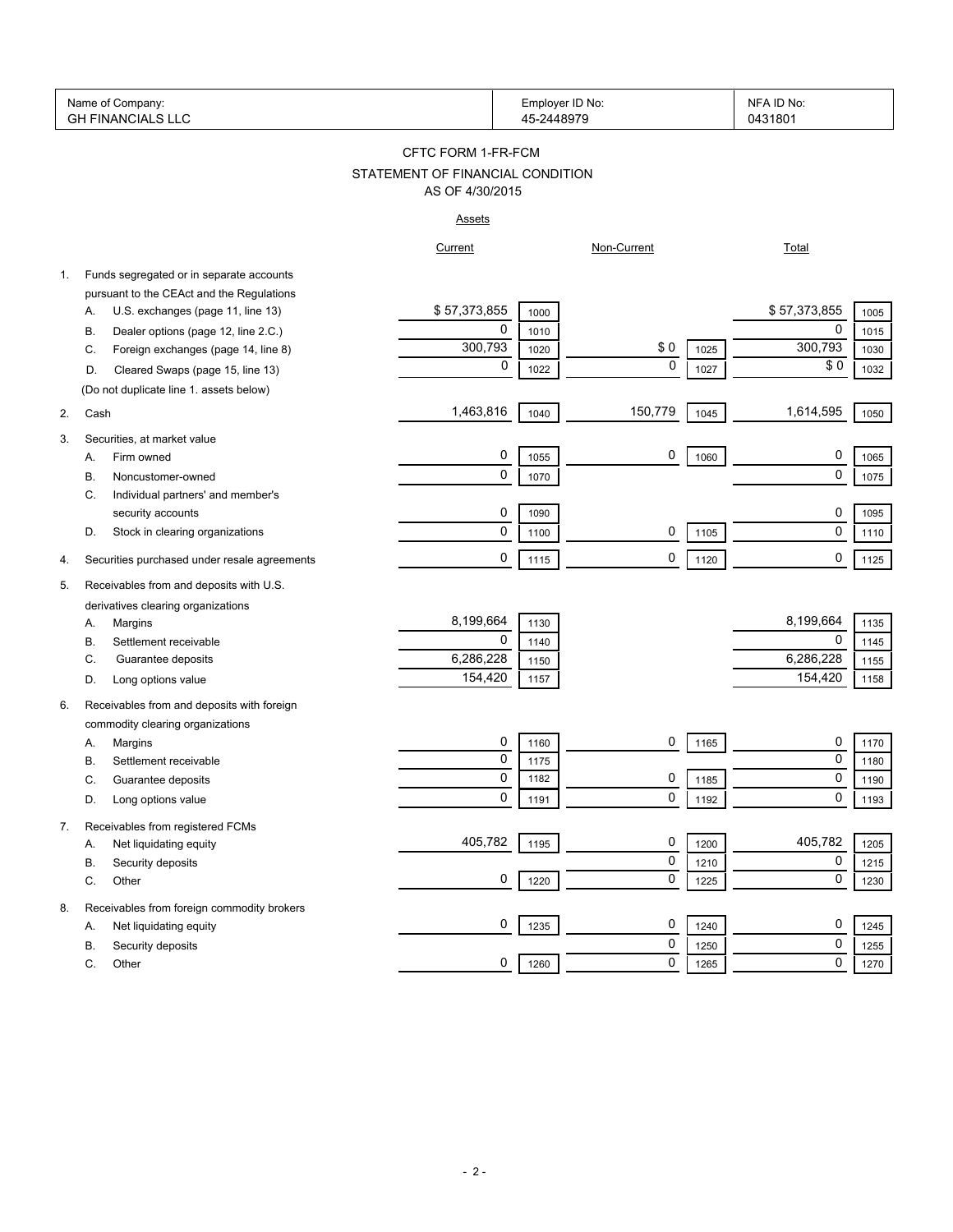| Name of Company: | Employer ID No: | NFA ID No: |
|---|---|---|
| GH FINANCIALS LLC | 45-2448979 | 0431801 |

# CFTC FORM 1-FR-FCM

## STATEMENT OF FINANCIAL CONDITION

### AS OF 4/30/2015

**Assets**

| | | Current | | Non-Current | | Total | |
|---|---|---|---|---|---|---|---|
| 1. | Funds segregated or in separate accounts pursuant to the CEAct and the Regulations | | | | | | |
| | A. U.S. exchanges (page 11, line 13) | $ 57,373,855 | 1000 | | | $ 57,373,855 | 1005 |
| | B. Dealer options (page 12, line 2.C.) | 0 | 1010 | | | 0 | 1015 |
| | C. Foreign exchanges (page 14, line 8) | 300,793 | 1020 | $ 0 | 1025 | 300,793 | 1030 |
| | D. Cleared Swaps (page 15, line 13) | 0 | 1022 | 0 | 1027 | $ 0 | 1032 |
| | (Do not duplicate line 1. assets below) | | | | | | |
| 2. | Cash | 1,463,816 | 1040 | 150,779 | 1045 | 1,614,595 | 1050 |
| 3. | Securities, at market value | | | | | | |
| | A. Firm owned | 0 | 1055 | 0 | 1060 | 0 | 1065 |
| | B. Noncustomer-owned | 0 | 1070 | | | 0 | 1075 |
| | C. Individual partners' and member's security accounts | 0 | 1090 | | | 0 | 1095 |
| | D. Stock in clearing organizations | 0 | 1100 | 0 | 1105 | 0 | 1110 |
| 4. | Securities purchased under resale agreements | 0 | 1115 | 0 | 1120 | 0 | 1125 |
| 5. | Receivables from and deposits with U.S. derivatives clearing organizations | | | | | | |
| | A. Margins | 8,199,664 | 1130 | | | 8,199,664 | 1135 |
| | B. Settlement receivable | 0 | 1140 | | | 0 | 1145 |
| | C. Guarantee deposits | 6,286,228 | 1150 | | | 6,286,228 | 1155 |
| | D. Long options value | 154,420 | 1157 | | | 154,420 | 1158 |
| 6. | Receivables from and deposits with foreign commodity clearing organizations | | | | | | |
| | A. Margins | 0 | 1160 | 0 | 1165 | 0 | 1170 |
| | B. Settlement receivable | 0 | 1175 | | | 0 | 1180 |
| | C. Guarantee deposits | 0 | 1182 | 0 | 1185 | 0 | 1190 |
| | D. Long options value | 0 | 1191 | 0 | 1192 | 0 | 1193 |
| 7. | Receivables from registered FCMs | | | | | | |
| | A. Net liquidating equity | 405,782 | 1195 | 0 | 1200 | 405,782 | 1205 |
| | B. Security deposits | | | 0 | 1210 | 0 | 1215 |
| | C. Other | 0 | 1220 | 0 | 1225 | 0 | 1230 |
| 8. | Receivables from foreign commodity brokers | | | | | | |
| | A. Net liquidating equity | 0 | 1235 | 0 | 1240 | 0 | 1245 |
| | B. Security deposits | | | 0 | 1250 | 0 | 1255 |
| | C. Other | 0 | 1260 | 0 | 1265 | 0 | 1270 |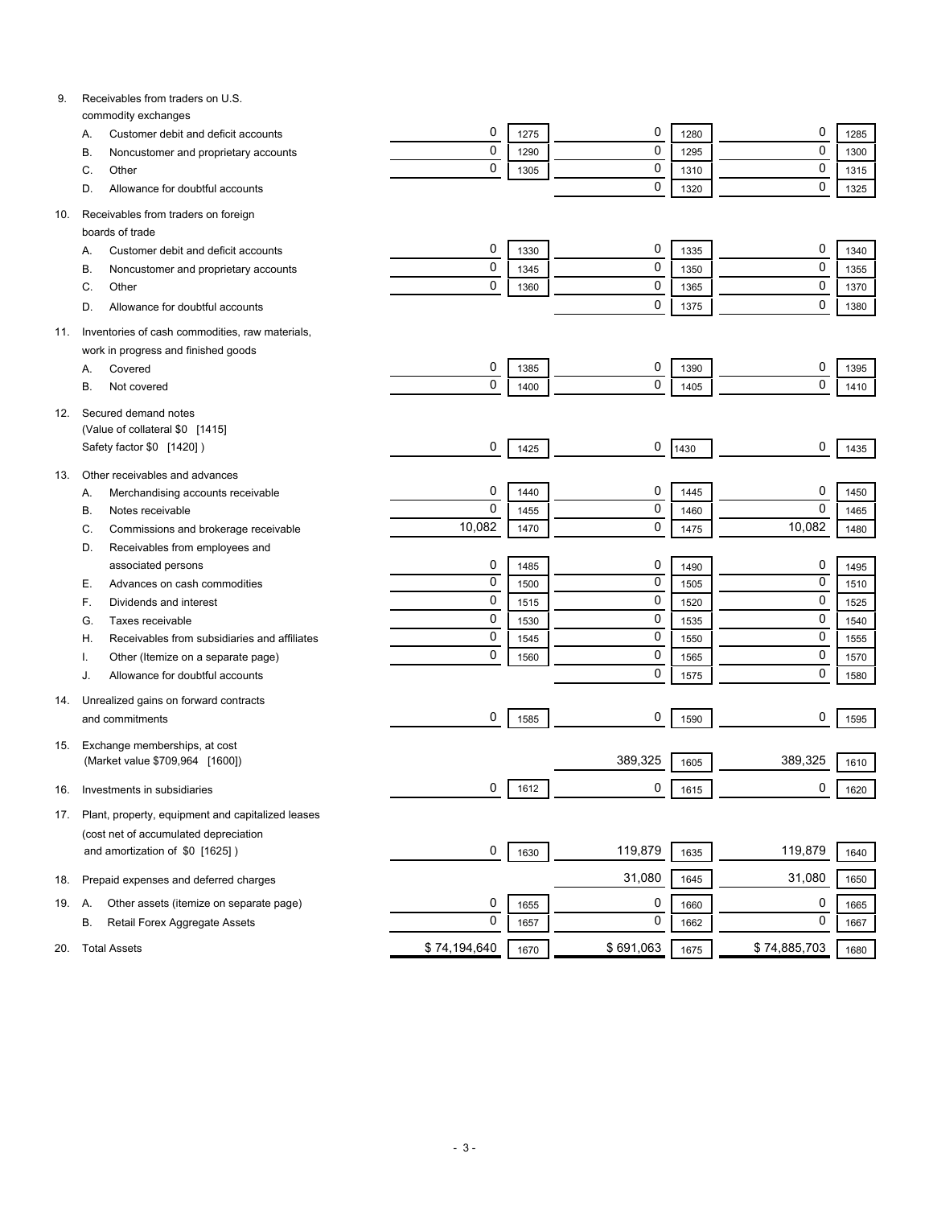| | | | | | | |
|---|---|---|---|---|---|---|
| 9. Receivables from traders on U.S. commodity exchanges | | | | | | |
| A. Customer debit and deficit accounts | 0 | 1275 | 0 | 1280 | 0 | 1285 |
| B. Noncustomer and proprietary accounts | 0 | 1290 | 0 | 1295 | 0 | 1300 |
| C. Other | 0 | 1305 | 0 | 1310 | 0 | 1315 |
| D. Allowance for doubtful accounts | | | 0 | 1320 | 0 | 1325 |
| 10. Receivables from traders on foreign boards of trade | | | | | | |
| A. Customer debit and deficit accounts | 0 | 1330 | 0 | 1335 | 0 | 1340 |
| B. Noncustomer and proprietary accounts | 0 | 1345 | 0 | 1350 | 0 | 1355 |
| C. Other | 0 | 1360 | 0 | 1365 | 0 | 1370 |
| D. Allowance for doubtful accounts | | | 0 | 1375 | 0 | 1380 |
| 11. Inventories of cash commodities, raw materials, work in progress and finished goods | | | | | | |
| A. Covered | 0 | 1385 | 0 | 1390 | 0 | 1395 |
| B. Not covered | 0 | 1400 | 0 | 1405 | 0 | 1410 |
| 12. Secured demand notes (Value of collateral $0 [1415] Safety factor $0 [1420] ) | 0 | 1425 | 0 | 1430 | 0 | 1435 |
| 13. Other receivables and advances | | | | | | |
| A. Merchandising accounts receivable | 0 | 1440 | 0 | 1445 | 0 | 1450 |
| B. Notes receivable | 0 | 1455 | 0 | 1460 | 0 | 1465 |
| C. Commissions and brokerage receivable | 10,082 | 1470 | 0 | 1475 | 10,082 | 1480 |
| D. Receivables from employees and associated persons | 0 | 1485 | 0 | 1490 | 0 | 1495 |
| E. Advances on cash commodities | 0 | 1500 | 0 | 1505 | 0 | 1510 |
| F. Dividends and interest | 0 | 1515 | 0 | 1520 | 0 | 1525 |
| G. Taxes receivable | 0 | 1530 | 0 | 1535 | 0 | 1540 |
| H. Receivables from subsidiaries and affiliates | 0 | 1545 | 0 | 1550 | 0 | 1555 |
| I. Other (Itemize on a separate page) | 0 | 1560 | 0 | 1565 | 0 | 1570 |
| J. Allowance for doubtful accounts | | | 0 | 1575 | 0 | 1580 |
| 14. Unrealized gains on forward contracts and commitments | 0 | 1585 | 0 | 1590 | 0 | 1595 |
| 15. Exchange memberships, at cost (Market value $709,964 [1600]) | | | 389,325 | 1605 | 389,325 | 1610 |
| 16. Investments in subsidiaries | 0 | 1612 | 0 | 1615 | 0 | 1620 |
| 17. Plant, property, equipment and capitalized leases (cost net of accumulated depreciation and amortization of $0 [1625] ) | 0 | 1630 | 119,879 | 1635 | 119,879 | 1640 |
| 18. Prepaid expenses and deferred charges | | | 31,080 | 1645 | 31,080 | 1650 |
| 19. A. Other assets (itemize on separate page) | 0 | 1655 | 0 | 1660 | 0 | 1665 |
| B. Retail Forex Aggregate Assets | 0 | 1657 | 0 | 1662 | 0 | 1667 |
| 20. Total Assets | $ 74,194,640 | 1670 | $ 691,063 | 1675 | $ 74,885,703 | 1680 |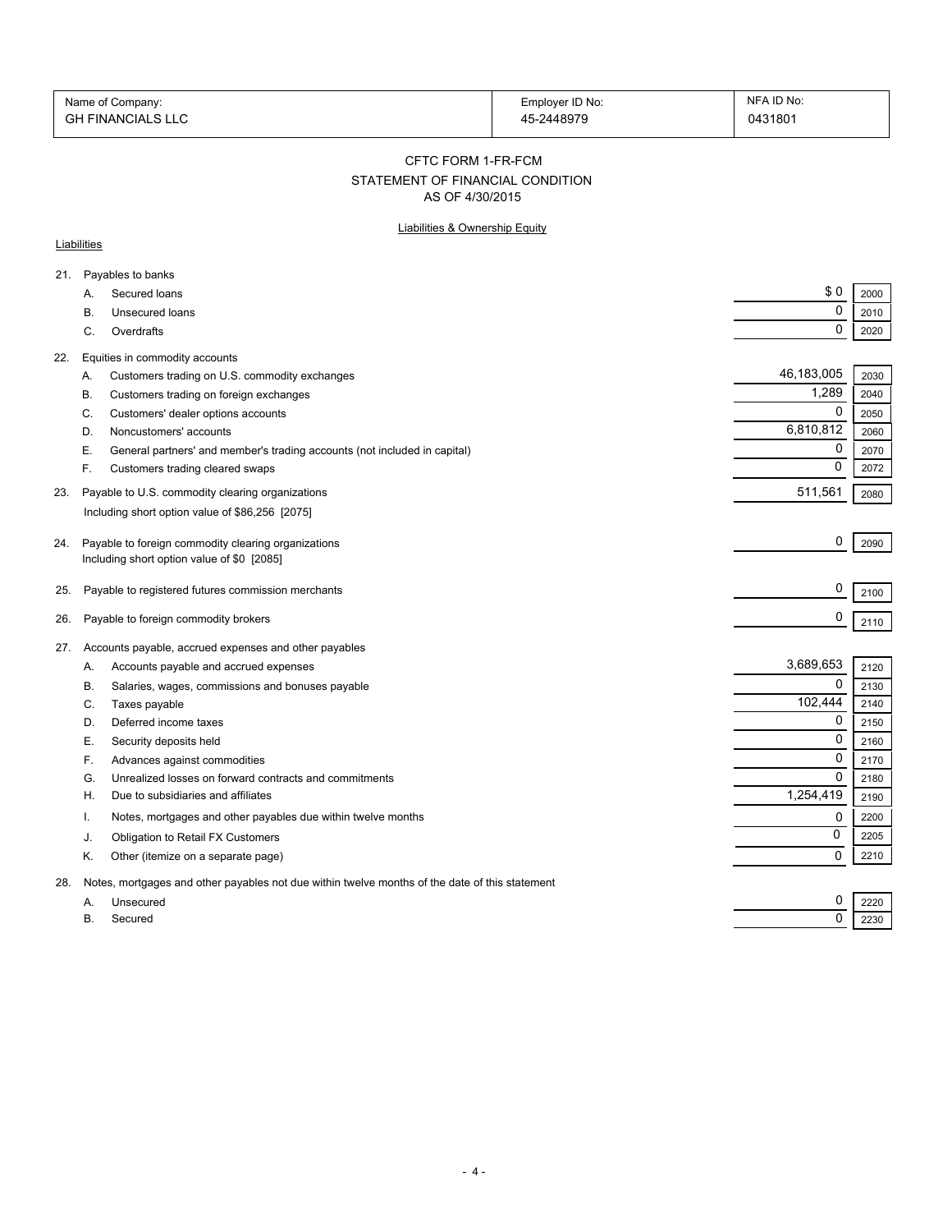| Name of Company: | Employer ID No: | NFA ID No: |
|---|---|---|
| GH FINANCIALS LLC | 45-2448979 | 0431801 |

## CFTC FORM 1-FR-FCM

## STATEMENT OF FINANCIAL CONDITION

### AS OF 4/30/2015

### Liabilities & Ownership Equity

**Liabilities**

| | | Amount | Code |
|---|---|---|---|
| 21. | Payables to banks | | |
| | A. Secured loans | $ 0 | 2000 |
| | B. Unsecured loans | 0 | 2010 |
| | C. Overdrafts | 0 | 2020 |
| 22. | Equities in commodity accounts | | |
| | A. Customers trading on U.S. commodity exchanges | 46,183,005 | 2030 |
| | B. Customers trading on foreign exchanges | 1,289 | 2040 |
| | C. Customers' dealer options accounts | 0 | 2050 |
| | D. Noncustomers' accounts | 6,810,812 | 2060 |
| | E. General partners' and member's trading accounts (not included in capital) | 0 | 2070 |
| | F. Customers trading cleared swaps | 0 | 2072 |
| 23. | Payable to U.S. commodity clearing organizations<br>Including short option value of $86,256 [2075] | 511,561 | 2080 |
| 24. | Payable to foreign commodity clearing organizations<br>Including short option value of $0 [2085] | 0 | 2090 |
| 25. | Payable to registered futures commission merchants | 0 | 2100 |
| 26. | Payable to foreign commodity brokers | 0 | 2110 |
| 27. | Accounts payable, accrued expenses and other payables | | |
| | A. Accounts payable and accrued expenses | 3,689,653 | 2120 |
| | B. Salaries, wages, commissions and bonuses payable | 0 | 2130 |
| | C. Taxes payable | 102,444 | 2140 |
| | D. Deferred income taxes | 0 | 2150 |
| | E. Security deposits held | 0 | 2160 |
| | F. Advances against commodities | 0 | 2170 |
| | G. Unrealized losses on forward contracts and commitments | 0 | 2180 |
| | H. Due to subsidiaries and affiliates | 1,254,419 | 2190 |
| | I. Notes, mortgages and other payables due within twelve months | 0 | 2200 |
| | J. Obligation to Retail FX Customers | 0 | 2205 |
| | K. Other (itemize on a separate page) | 0 | 2210 |
| 28. | Notes, mortgages and other payables not due within twelve months of the date of this statement | | |
| | A. Unsecured | 0 | 2220 |
| | B. Secured | 0 | 2230 |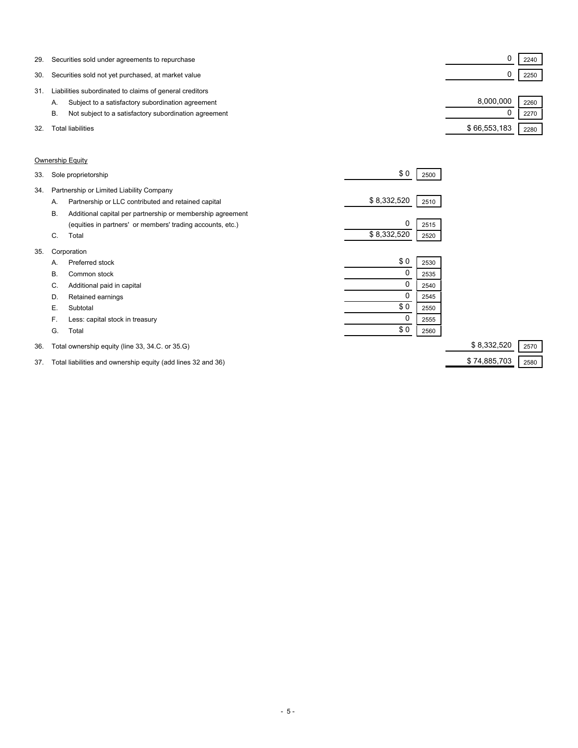| | | | | | |
|---|---|---|---|---|---|
| 29. | Securities sold under agreements to repurchase | | | 0 | 2240 |
| 30. | Securities sold not yet purchased, at market value | | | 0 | 2250 |
| 31. | Liabilities subordinated to claims of general creditors | | | | |
| | A. Subject to a satisfactory subordination agreement | | | 8,000,000 | 2260 |
| | B. Not subject to a satisfactory subordination agreement | | | 0 | 2270 |
| 32. | Total liabilities | | | $ 66,553,183 | 2280 |

Ownership Equity

| | | | | | |
|---|---|---|---|---|---|
| 33. | Sole proprietorship | $ 0 | 2500 | | |
| 34. | Partnership or Limited Liability Company | | | | |
| | A. Partnership or LLC contributed and retained capital | $ 8,332,520 | 2510 | | |
| | B. Additional capital per partnership or membership agreement (equities in partners' or members' trading accounts, etc.) | 0 | 2515 | | |
| | C. Total | $ 8,332,520 | 2520 | | |
| 35. | Corporation | | | | |
| | A. Preferred stock | $ 0 | 2530 | | |
| | B. Common stock | 0 | 2535 | | |
| | C. Additional paid in capital | 0 | 2540 | | |
| | D. Retained earnings | 0 | 2545 | | |
| | E. Subtotal | $ 0 | 2550 | | |
| | F. Less: capital stock in treasury | 0 | 2555 | | |
| | G. Total | $ 0 | 2560 | | |
| 36. | Total ownership equity (line 33, 34.C. or 35.G) | | | $ 8,332,520 | 2570 |
| 37. | Total liabilities and ownership equity (add lines 32 and 36) | | | $ 74,885,703 | 2580 |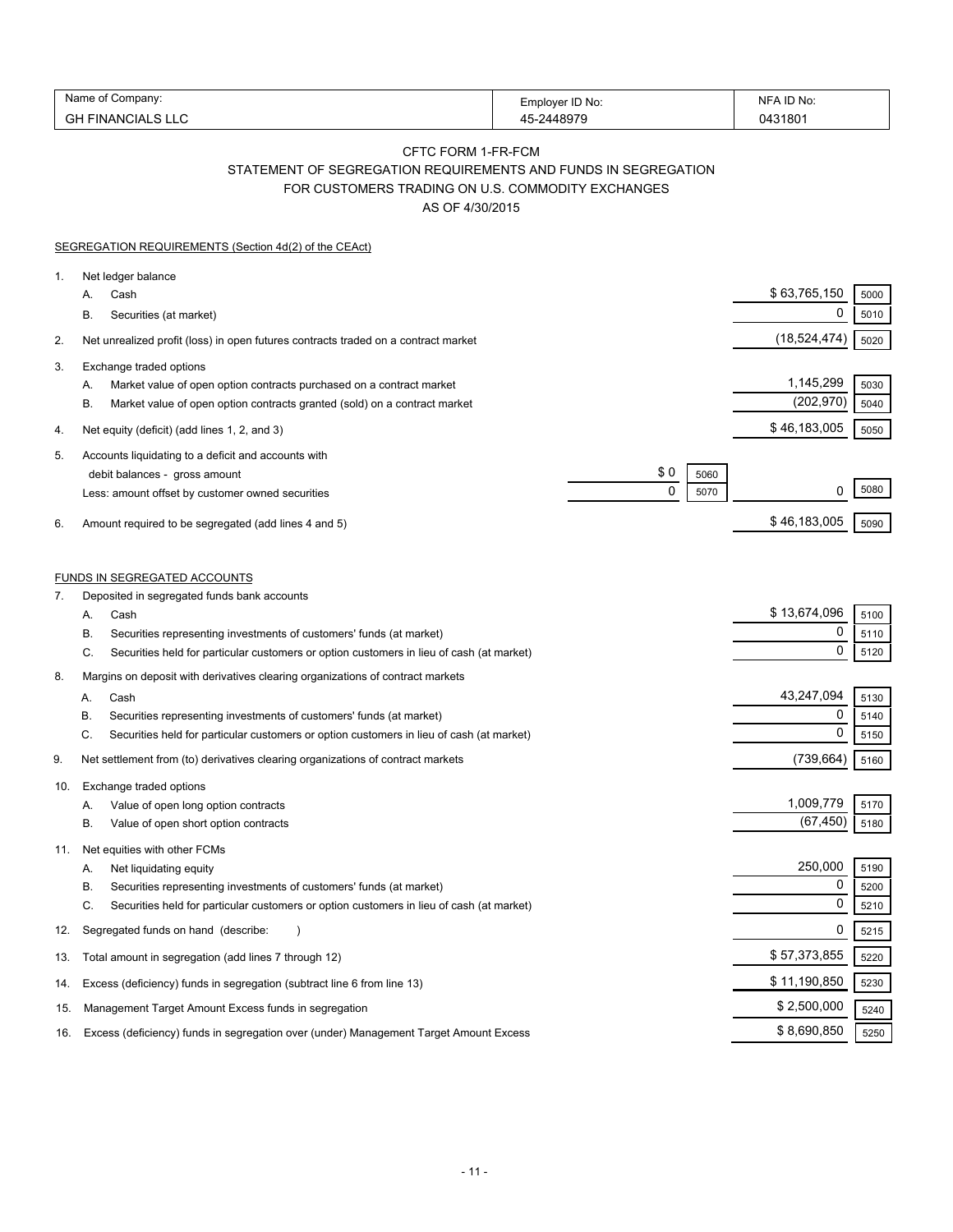| Name of Company: | Employer ID No: | NFA ID No: |
|---|---|---|
| GH FINANCIALS LLC | 45-2448979 | 0431801 |

## CFTC FORM 1-FR-FCM

### STATEMENT OF SEGREGATION REQUIREMENTS AND FUNDS IN SEGREGATION FOR CUSTOMERS TRADING ON U.S. COMMODITY EXCHANGES

### AS OF 4/30/2015

SEGREGATION REQUIREMENTS (Section 4d(2) of the CEAct)

| | | | | | |
|---|---|---|---|---|---|
| 1. | Net ledger balance | | | | |
| | A. Cash | | | $ 63,765,150 | 5000 |
| | B. Securities (at market) | | | 0 | 5010 |
| 2. | Net unrealized profit (loss) in open futures contracts traded on a contract market | | | (18,524,474) | 5020 |
| 3. | Exchange traded options | | | | |
| | A. Market value of open option contracts purchased on a contract market | | | 1,145,299 | 5030 |
| | B. Market value of open option contracts granted (sold) on a contract market | | | (202,970) | 5040 |
| 4. | Net equity (deficit) (add lines 1, 2, and 3) | | | $ 46,183,005 | 5050 |
| 5. | Accounts liquidating to a deficit and accounts with debit balances - gross amount | $ 0 | 5060 | | |
| | Less: amount offset by customer owned securities | 0 | 5070 | 0 | 5080 |
| 6. | Amount required to be segregated (add lines 4 and 5) | | | $ 46,183,005 | 5090 |

FUNDS IN SEGREGATED ACCOUNTS

| | | | |
|---|---|---|---|
| 7. | Deposited in segregated funds bank accounts | | |
| | A. Cash | $ 13,674,096 | 5100 |
| | B. Securities representing investments of customers' funds (at market) | 0 | 5110 |
| | C. Securities held for particular customers or option customers in lieu of cash (at market) | 0 | 5120 |
| 8. | Margins on deposit with derivatives clearing organizations of contract markets | | |
| | A. Cash | 43,247,094 | 5130 |
| | B. Securities representing investments of customers' funds (at market) | 0 | 5140 |
| | C. Securities held for particular customers or option customers in lieu of cash (at market) | 0 | 5150 |
| 9. | Net settlement from (to) derivatives clearing organizations of contract markets | (739,664) | 5160 |
| 10. | Exchange traded options | | |
| | A. Value of open long option contracts | 1,009,779 | 5170 |
| | B. Value of open short option contracts | (67,450) | 5180 |
| 11. | Net equities with other FCMs | | |
| | A. Net liquidating equity | 250,000 | 5190 |
| | B. Securities representing investments of customers' funds (at market) | 0 | 5200 |
| | C. Securities held for particular customers or option customers in lieu of cash (at market) | 0 | 5210 |
| 12. | Segregated funds on hand (describe: ) | 0 | 5215 |
| 13. | Total amount in segregation (add lines 7 through 12) | $ 57,373,855 | 5220 |
| 14. | Excess (deficiency) funds in segregation (subtract line 6 from line 13) | $ 11,190,850 | 5230 |
| 15. | Management Target Amount Excess funds in segregation | $ 2,500,000 | 5240 |
| 16. | Excess (deficiency) funds in segregation over (under) Management Target Amount Excess | $ 8,690,850 | 5250 |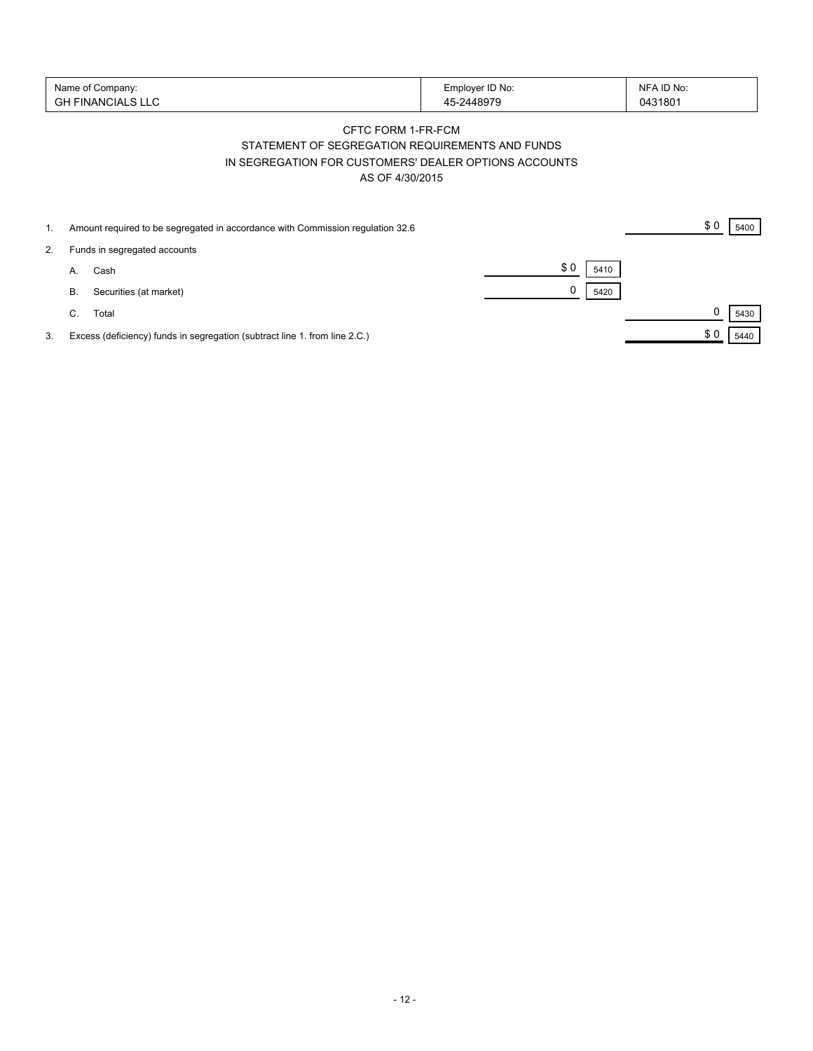| Name of Company: | Employer ID No: | NFA ID No: |
|---|---|---|
| GH FINANCIALS LLC | 45-2448979 | 0431801 |

CFTC FORM 1-FR-FCM

STATEMENT OF SEGREGATION REQUIREMENTS AND FUNDS

IN SEGREGATION FOR CUSTOMERS' DEALER OPTIONS ACCOUNTS

AS OF 4/30/2015

| | | | | | |
|---|---|---|---|---|---|
| 1. | Amount required to be segregated in accordance with Commission regulation 32.6 | | | $ 0 | 5400 |
| 2. | Funds in segregated accounts | | | | |
| | A. Cash | $ 0 | 5410 | | |
| | B. Securities (at market) | 0 | 5420 | | |
| | C. Total | | | 0 | 5430 |
| 3. | Excess (deficiency) funds in segregation (subtract line 1. from line 2.C.) | | | $ 0 | 5440 |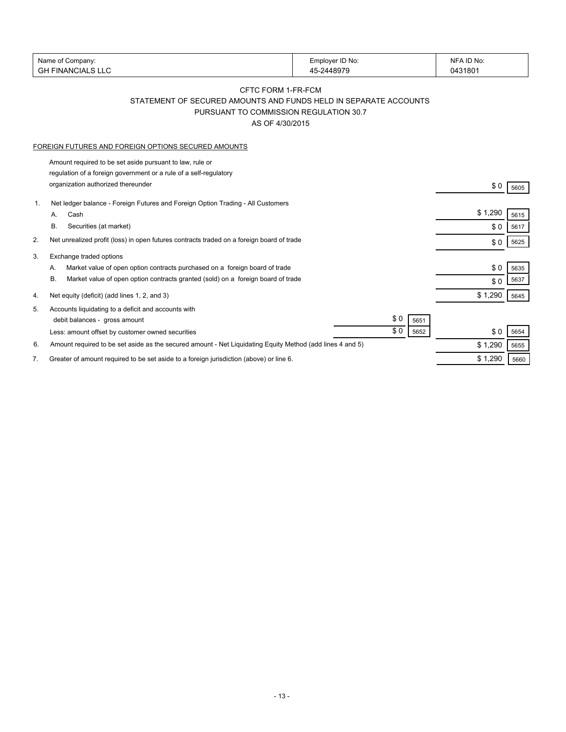| Name of Company: | Employer ID No: | NFA ID No: |
|---|---|---|
| GH FINANCIALS LLC | 45-2448979 | 0431801 |

## CFTC FORM 1-FR-FCM

### STATEMENT OF SECURED AMOUNTS AND FUNDS HELD IN SEPARATE ACCOUNTS PURSUANT TO COMMISSION REGULATION 30.7

### AS OF 4/30/2015

FOREIGN FUTURES AND FOREIGN OPTIONS SECURED AMOUNTS

| | | | | | |
|---|---|---|---|---|---|
| | Amount required to be set aside pursuant to law, rule or regulation of a foreign government or a rule of a self-regulatory organization authorized thereunder | | | $ 0 | 5605 |
| 1. | Net ledger balance - Foreign Futures and Foreign Option Trading - All Customers | | | | |
| | A. Cash | | | $ 1,290 | 5615 |
| | B. Securities (at market) | | | $ 0 | 5617 |
| 2. | Net unrealized profit (loss) in open futures contracts traded on a foreign board of trade | | | $ 0 | 5625 |
| 3. | Exchange traded options | | | | |
| | A. Market value of open option contracts purchased on a foreign board of trade | | | $ 0 | 5635 |
| | B. Market value of open option contracts granted (sold) on a foreign board of trade | | | $ 0 | 5637 |
| 4. | Net equity (deficit) (add lines 1, 2, and 3) | | | $ 1,290 | 5645 |
| 5. | Accounts liquidating to a deficit and accounts with debit balances - gross amount | $ 0 | 5651 | | |
| | Less: amount offset by customer owned securities | $ 0 | 5652 | $ 0 | 5654 |
| 6. | Amount required to be set aside as the secured amount - Net Liquidating Equity Method (add lines 4 and 5) | | | $ 1,290 | 5655 |
| 7. | Greater of amount required to be set aside to a foreign jurisdiction (above) or line 6. | | | $ 1,290 | 5660 |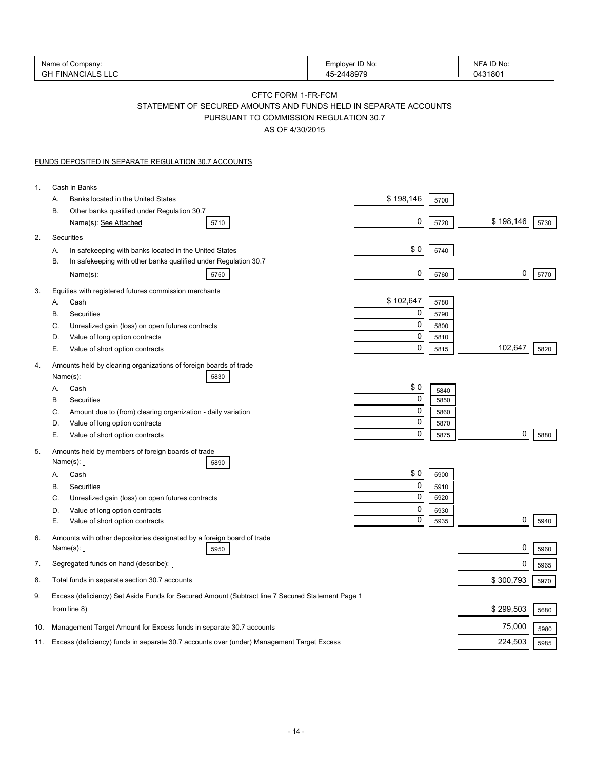| Name of Company: | Employer ID No: | NFA ID No: |
|---|---|---|
| GH FINANCIALS LLC | 45-2448979 | 0431801 |

## CFTC FORM 1-FR-FCM
## STATEMENT OF SECURED AMOUNTS AND FUNDS HELD IN SEPARATE ACCOUNTS PURSUANT TO COMMISSION REGULATION 30.7
### AS OF 4/30/2015

FUNDS DEPOSITED IN SEPARATE REGULATION 30.7 ACCOUNTS

| | | | | | | |
|---|---|---|---|---|---|---|
| 1. | Cash in Banks | | | | | |
| | A. Banks located in the United States | | $ 198,146 | 5700 | | |
| | B. Other banks qualified under Regulation 30.7 Name(s): See Attached | 5710 | 0 | 5720 | $ 198,146 | 5730 |
| 2. | Securities | | | | | |
| | A. In safekeeping with banks located in the United States | | $ 0 | 5740 | | |
| | B. In safekeeping with other banks qualified under Regulation 30.7 Name(s): | 5750 | 0 | 5760 | 0 | 5770 |
| 3. | Equities with registered futures commission merchants | | | | | |
| | A. Cash | | $ 102,647 | 5780 | | |
| | B. Securities | | 0 | 5790 | | |
| | C. Unrealized gain (loss) on open futures contracts | | 0 | 5800 | | |
| | D. Value of long option contracts | | 0 | 5810 | | |
| | E. Value of short option contracts | | 0 | 5815 | 102,647 | 5820 |
| 4. | Amounts held by clearing organizations of foreign boards of trade Name(s): | 5830 | | | | |
| | A. Cash | | $ 0 | 5840 | | |
| | B Securities | | 0 | 5850 | | |
| | C. Amount due to (from) clearing organization - daily variation | | 0 | 5860 | | |
| | D. Value of long option contracts | | 0 | 5870 | | |
| | E. Value of short option contracts | | 0 | 5875 | 0 | 5880 |
| 5. | Amounts held by members of foreign boards of trade Name(s): | 5890 | | | | |
| | A. Cash | | $ 0 | 5900 | | |
| | B. Securities | | 0 | 5910 | | |
| | C. Unrealized gain (loss) on open futures contracts | | 0 | 5920 | | |
| | D. Value of long option contracts | | 0 | 5930 | | |
| | E. Value of short option contracts | | 0 | 5935 | 0 | 5940 |
| 6. | Amounts with other depositories designated by a foreign board of trade Name(s): | 5950 | | | 0 | 5960 |
| 7. | Segregated funds on hand (describe): | | | | 0 | 5965 |
| 8. | Total funds in separate section 30.7 accounts | | | | $ 300,793 | 5970 |
| 9. | Excess (deficiency) Set Aside Funds for Secured Amount (Subtract line 7 Secured Statement Page 1 from line 8) | | | | $ 299,503 | 5680 |
| 10. | Management Target Amount for Excess funds in separate 30.7 accounts | | | | 75,000 | 5980 |
| 11. | Excess (deficiency) funds in separate 30.7 accounts over (under) Management Target Excess | | | | 224,503 | 5985 |